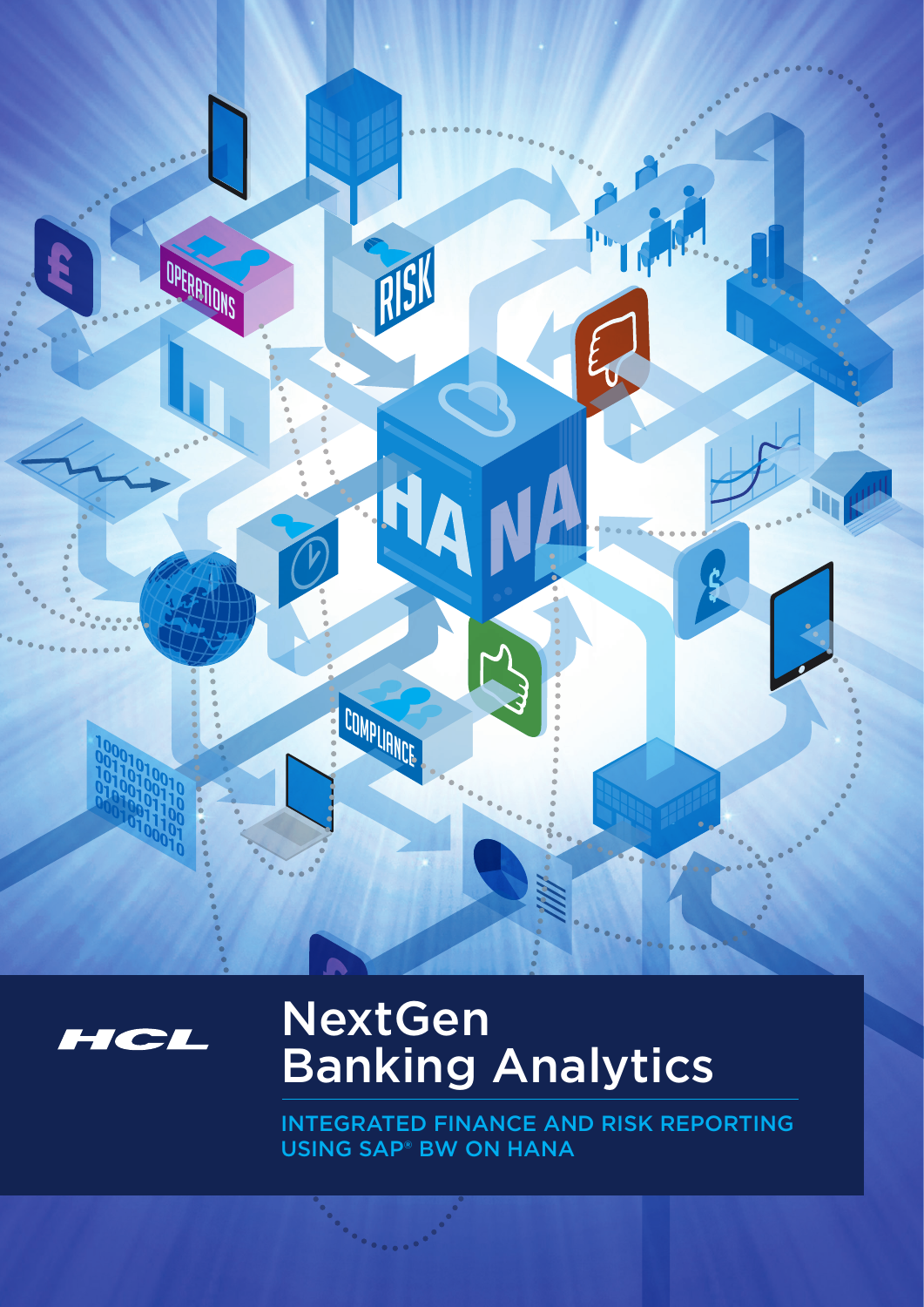HCL

# NextGen Banking Analytics

## INTEGRATED FINANCE AND RISK REPORTING USING SAP® BW ON HANA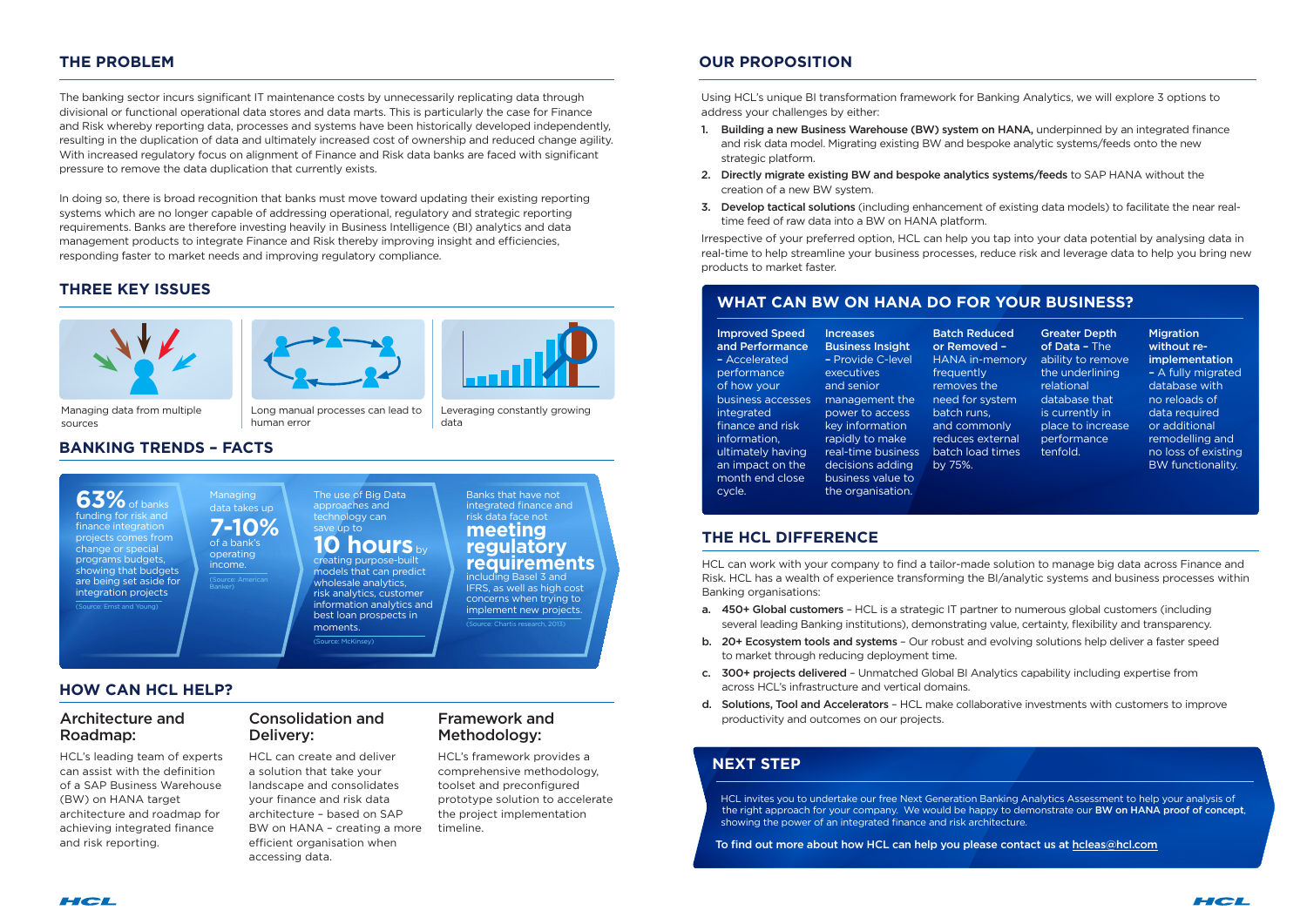## THE PROBLEM

The banking sector incurs significant IT maintenance costs by unnecessarily replicating data through divisional or functional operational data stores and data marts. This is particularly the case for Finance and Risk whereby reporting data, processes and systems have been historically developed independently, resulting in the duplication of data and ultimately increased cost of ownership and reduced change agility. With increased regulatory focus on alignment of Finance and Risk data banks are faced with significant pressure to remove the data duplication that currently exists.

In doing so, there is broad recognition that banks must move toward updating their existing reporting systems which are no longer capable of addressing operational, regulatory and strategic reporting requirements. Banks are therefore investing heavily in Business Intelligence (BI) analytics and data management products to integrate Finance and Risk thereby improving insight and efficiencies, responding faster to market needs and improving regulatory compliance.

## THREE KEY ISSUES

Managing data from multiple sources

Long manual processes can lead to human error

Leveraging constantly growing data

## BANKING TRENDS – FACTS

**63%** of banks funding for risk and finance integration projects comes from change or special programs budgets, showing that budgets are being set aside for integration projects
(Source: Ernst and Young)

Managing data takes up **7-10%** of a bank's operating income.
(Source: American Banker)

The use of Big Data approaches and technology can save up to **10 hours** by creating purpose-built models that can predict wholesale analytics, risk analytics, customer information analytics and best loan prospects in moments.
(Source: McKinsey)

Banks that have not integrated finance and risk data face not **meeting regulatory requirements** including Basel 3 and IFRS, as well as high cost concerns when trying to implement new projects.
(Source: Chartis research, 2013)

## HOW CAN HCL HELP?

### Architecture and Roadmap:

HCL's leading team of experts can assist with the definition of a SAP Business Warehouse (BW) on HANA target architecture and roadmap for achieving integrated finance and risk reporting.

### Consolidation and Delivery:

HCL can create and deliver a solution that take your landscape and consolidates your finance and risk data architecture – based on SAP BW on HANA - creating a more efficient organisation when accessing data.

### Framework and Methodology:

HCL's framework provides a comprehensive methodology, toolset and preconfigured prototype solution to accelerate the project implementation timeline.

## OUR PROPOSITION

Using HCL's unique BI transformation framework for Banking Analytics, we will explore 3 options to address your challenges by either:

1. **Building a new Business Warehouse (BW) system on HANA,** underpinned by an integrated finance and risk data model. Migrating existing BW and bespoke analytic systems/feeds onto the new strategic platform.
2. **Directly migrate existing BW and bespoke analytics systems/feeds** to SAP HANA without the creation of a new BW system.
3. **Develop tactical solutions** (including enhancement of existing data models) to facilitate the near real-time feed of raw data into a BW on HANA platform.

Irrespective of your preferred option, HCL can help you tap into your data potential by analysing data in real-time to help streamline your business processes, reduce risk and leverage data to help you bring new products to market faster.

## WHAT CAN BW ON HANA DO FOR YOUR BUSINESS?

**Improved Speed and Performance** – Accelerated performance of how your business accesses integrated finance and risk information, ultimately having an impact on the month end close cycle.

**Increases Business Insight** – Provide C-level executives and senior management the power to access key information rapidly to make real-time business decisions adding business value to the organisation.

**Batch Reduced or Removed** – HANA in-memory frequently removes the need for system batch runs, and commonly reduces external batch load times by 75%.

**Greater Depth of Data** – The ability to remove the underlining relational database that is currently in place to increase performance tenfold.

**Migration without re-implementation** – A fully migrated database with no reloads of data required or additional remodelling and no loss of existing BW functionality.

## THE HCL DIFFERENCE

HCL can work with your company to find a tailor-made solution to manage big data across Finance and Risk. HCL has a wealth of experience transforming the BI/analytic systems and business processes within Banking organisations:

a. **450+ Global customers** – HCL is a strategic IT partner to numerous global customers (including several leading Banking institutions), demonstrating value, certainty, flexibility and transparency.

b. **20+ Ecosystem tools and systems** – Our robust and evolving solutions help deliver a faster speed to market through reducing deployment time.

c. **300+ projects delivered** – Unmatched Global BI Analytics capability including expertise from across HCL's infrastructure and vertical domains.

d. **Solutions, Tool and Accelerators** – HCL make collaborative investments with customers to improve productivity and outcomes on our projects.

## NEXT STEP

HCL invites you to undertake our free Next Generation Banking Analytics Assessment to help your analysis of the right approach for your company. We would be happy to demonstrate our **BW on HANA proof of concept**, showing the power of an integrated finance and risk architecture.

**To find out more about how HCL can help you please contact us at hcleas@hcl.com**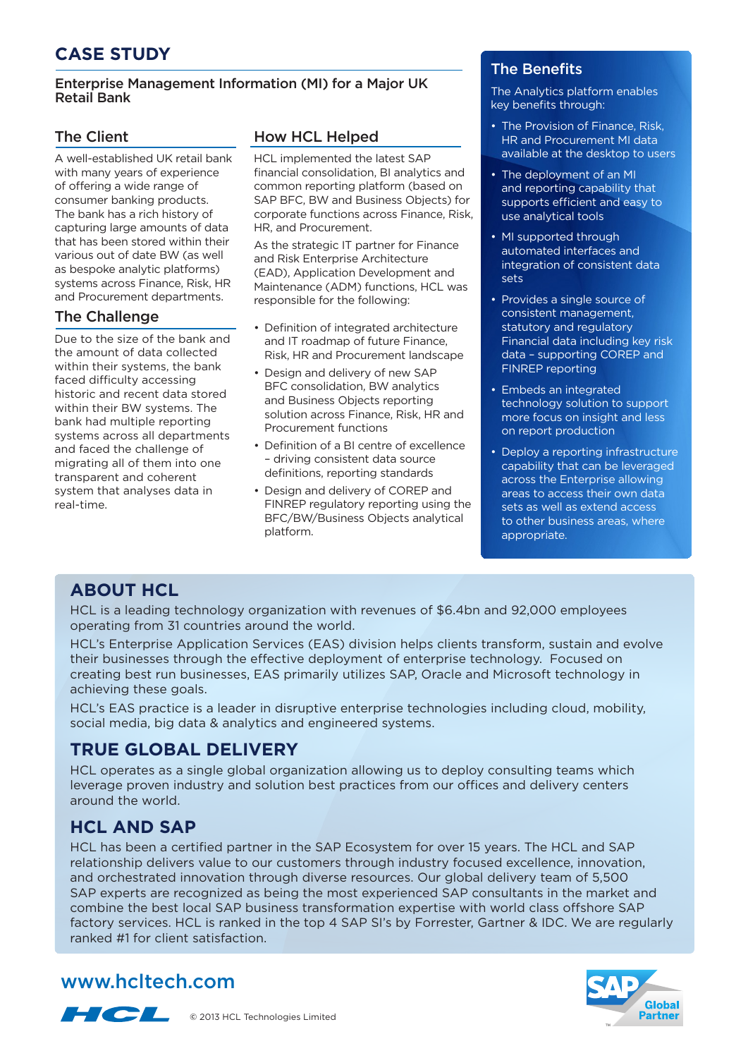# CASE STUDY

## Enterprise Management Information (MI) for a Major UK Retail Bank

### The Client

A well-established UK retail bank with many years of experience of offering a wide range of consumer banking products. The bank has a rich history of capturing large amounts of data that has been stored within their various out of date BW (as well as bespoke analytic platforms) systems across Finance, Risk, HR and Procurement departments.

### The Challenge

Due to the size of the bank and the amount of data collected within their systems, the bank faced difficulty accessing historic and recent data stored within their BW systems. The bank had multiple reporting systems across all departments and faced the challenge of migrating all of them into one transparent and coherent system that analyses data in real-time.

### How HCL Helped

HCL implemented the latest SAP financial consolidation, BI analytics and common reporting platform (based on SAP BFC, BW and Business Objects) for corporate functions across Finance, Risk, HR, and Procurement.

As the strategic IT partner for Finance and Risk Enterprise Architecture (EAD), Application Development and Maintenance (ADM) functions, HCL was responsible for the following:

- Definition of integrated architecture and IT roadmap of future Finance, Risk, HR and Procurement landscape
- Design and delivery of new SAP BFC consolidation, BW analytics and Business Objects reporting solution across Finance, Risk, HR and Procurement functions
- Definition of a BI centre of excellence – driving consistent data source definitions, reporting standards
- Design and delivery of COREP and FINREP regulatory reporting using the BFC/BW/Business Objects analytical platform.

### The Benefits

The Analytics platform enables key benefits through:

- The Provision of Finance, Risk, HR and Procurement MI data available at the desktop to users
- The deployment of an MI and reporting capability that supports efficient and easy to use analytical tools
- MI supported through automated interfaces and integration of consistent data sets
- Provides a single source of consistent management, statutory and regulatory Financial data including key risk data – supporting COREP and FINREP reporting
- Embeds an integrated technology solution to support more focus on insight and less on report production
- Deploy a reporting infrastructure capability that can be leveraged across the Enterprise allowing areas to access their own data sets as well as extend access to other business areas, where appropriate.

## ABOUT HCL

HCL is a leading technology organization with revenues of $6.4bn and 92,000 employees operating from 31 countries around the world.

HCL's Enterprise Application Services (EAS) division helps clients transform, sustain and evolve their businesses through the effective deployment of enterprise technology. Focused on creating best run businesses, EAS primarily utilizes SAP, Oracle and Microsoft technology in achieving these goals.

HCL's EAS practice is a leader in disruptive enterprise technologies including cloud, mobility, social media, big data & analytics and engineered systems.

## TRUE GLOBAL DELIVERY

HCL operates as a single global organization allowing us to deploy consulting teams which leverage proven industry and solution best practices from our offices and delivery centers around the world.

## HCL AND SAP

HCL has been a certified partner in the SAP Ecosystem for over 15 years. The HCL and SAP relationship delivers value to our customers through industry focused excellence, innovation, and orchestrated innovation through diverse resources. Our global delivery team of 5,500 SAP experts are recognized as being the most experienced SAP consultants in the market and combine the best local SAP business transformation expertise with world class offshore SAP factory services. HCL is ranked in the top 4 SAP SI's by Forrester, Gartner & IDC. We are regularly ranked #1 for client satisfaction.

www.hcltech.com

HCL © 2013 HCL Technologies Limited

SAP Global Partner